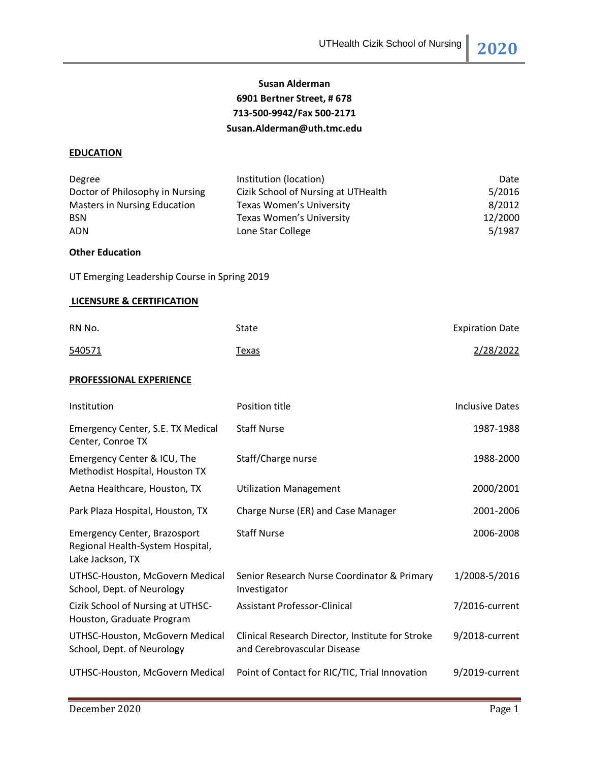**Susan Alderman**
**6901 Bertner Street, # 678**
**713-500-9942/Fax 500-2171**
**Susan.Alderman@uth.tmc.edu**

## EDUCATION

| Degree | Institution (location) | Date |
|---|---|---|
| Doctor of Philosophy in Nursing | Cizik School of Nursing at UTHealth | 5/2016 |
| Masters in Nursing Education | Texas Women's University | 8/2012 |
| BSN | Texas Women's University | 12/2000 |
| ADN | Lone Star College | 5/1987 |

**Other Education**

UT Emerging Leadership Course in Spring 2019

## LICENSURE & CERTIFICATION

| RN No. | State | Expiration Date |
|---|---|---|
| 540571 | Texas | 2/28/2022 |

## PROFESSIONAL EXPERIENCE

| Institution | Position title | Inclusive Dates |
|---|---|---|
| Emergency Center, S.E. TX Medical Center, Conroe TX | Staff Nurse | 1987-1988 |
| Emergency Center & ICU, The Methodist Hospital, Houston TX | Staff/Charge nurse | 1988-2000 |
| Aetna Healthcare, Houston, TX | Utilization Management | 2000/2001 |
| Park Plaza Hospital, Houston, TX | Charge Nurse (ER) and Case Manager | 2001-2006 |
| Emergency Center, Brazosport Regional Health-System Hospital, Lake Jackson, TX | Staff Nurse | 2006-2008 |
| UTHSC-Houston, McGovern Medical School, Dept. of Neurology | Senior Research Nurse Coordinator & Primary Investigator | 1/2008-5/2016 |
| Cizik School of Nursing at UTHSC-Houston, Graduate Program | Assistant Professor-Clinical | 7/2016-current |
| UTHSC-Houston, McGovern Medical School, Dept. of Neurology | Clinical Research Director, Institute for Stroke and Cerebrovascular Disease | 9/2018-current |
| UTHSC-Houston, McGovern Medical | Point of Contact for RIC/TIC, Trial Innovation | 9/2019-current |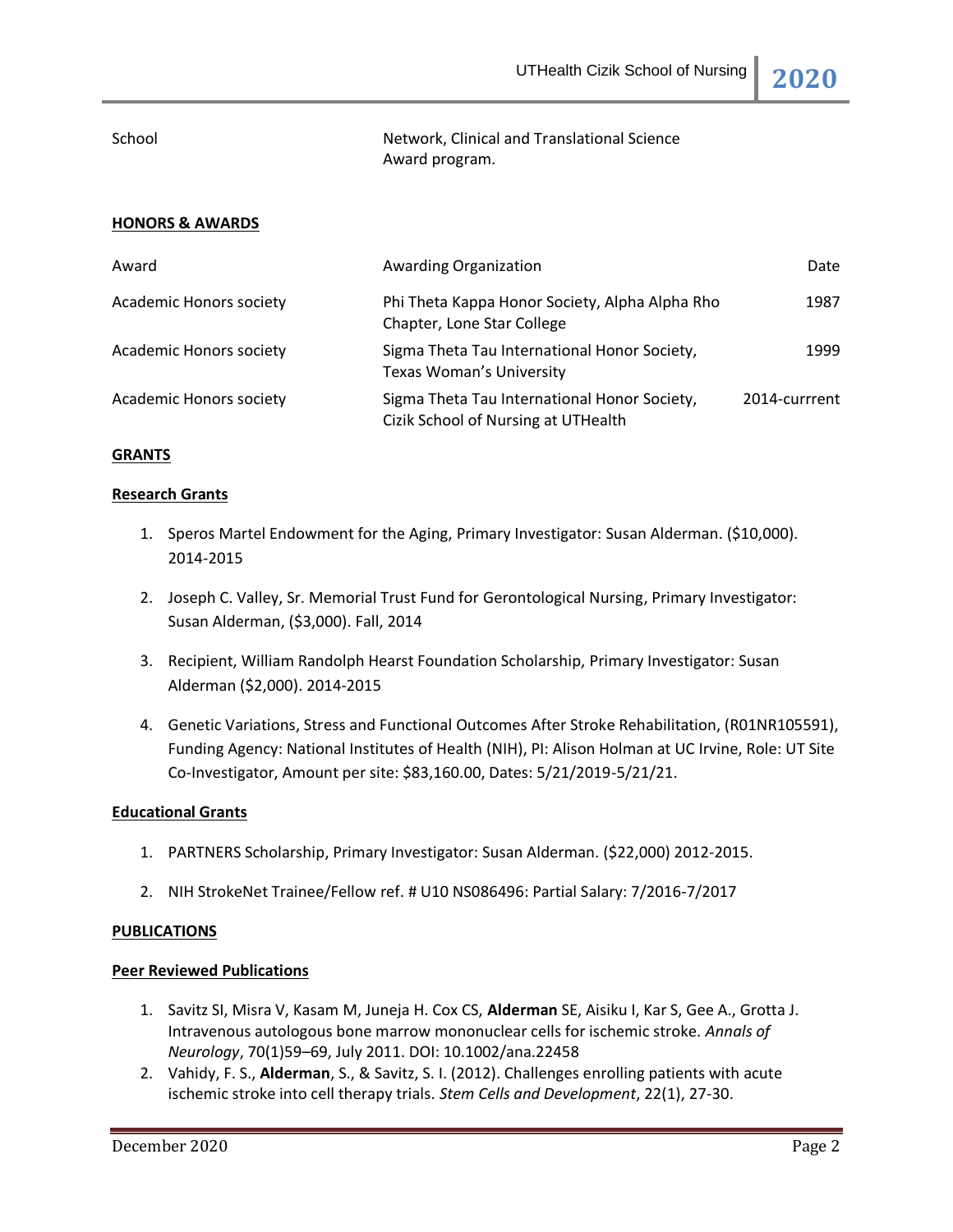| | |
|---|---|
| School | Network, Clinical and Translational Science Award program. |

**HONORS & AWARDS**

| Award | Awarding Organization | Date |
|---|---|---|
| Academic Honors society | Phi Theta Kappa Honor Society, Alpha Alpha Rho Chapter, Lone Star College | 1987 |
| Academic Honors society | Sigma Theta Tau International Honor Society, Texas Woman's University | 1999 |
| Academic Honors society | Sigma Theta Tau International Honor Society, Cizik School of Nursing at UTHealth | 2014-currrent |

**GRANTS**

**Research Grants**

1. Speros Martel Endowment for the Aging, Primary Investigator: Susan Alderman. ($10,000). 2014-2015
2. Joseph C. Valley, Sr. Memorial Trust Fund for Gerontological Nursing, Primary Investigator: Susan Alderman, ($3,000). Fall, 2014
3. Recipient, William Randolph Hearst Foundation Scholarship, Primary Investigator: Susan Alderman ($2,000). 2014-2015
4. Genetic Variations, Stress and Functional Outcomes After Stroke Rehabilitation, (R01NR105591), Funding Agency: National Institutes of Health (NIH), PI: Alison Holman at UC Irvine, Role: UT Site Co-Investigator, Amount per site: $83,160.00, Dates: 5/21/2019-5/21/21.

**Educational Grants**

1. PARTNERS Scholarship, Primary Investigator: Susan Alderman. ($22,000) 2012-2015.
2. NIH StrokeNet Trainee/Fellow ref. # U10 NS086496: Partial Salary: 7/2016-7/2017

**PUBLICATIONS**

**Peer Reviewed Publications**

1. Savitz SI, Misra V, Kasam M, Juneja H. Cox CS, **Alderman** SE, Aisiku I, Kar S, Gee A., Grotta J. Intravenous autologous bone marrow mononuclear cells for ischemic stroke. *Annals of Neurology*, 70(1)59–69, July 2011. DOI: 10.1002/ana.22458
2. Vahidy, F. S., **Alderman**, S., & Savitz, S. I. (2012). Challenges enrolling patients with acute ischemic stroke into cell therapy trials. *Stem Cells and Development*, 22(1), 27-30.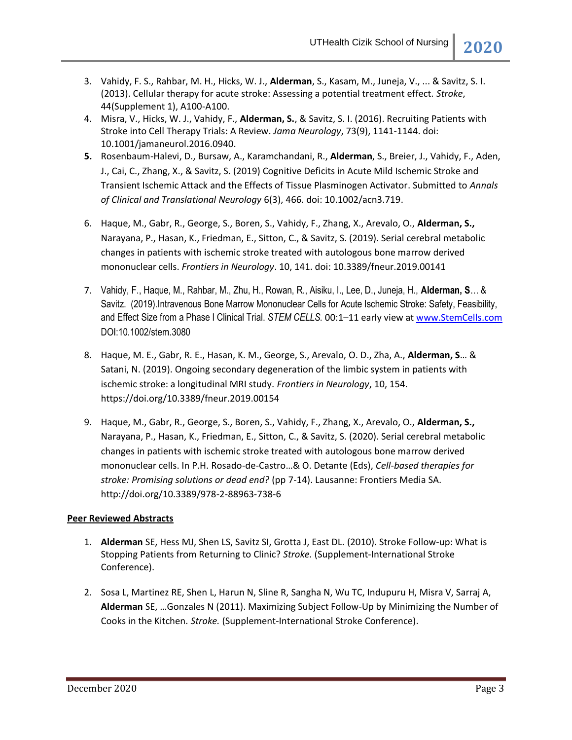3. Vahidy, F. S., Rahbar, M. H., Hicks, W. J., **Alderman**, S., Kasam, M., Juneja, V., ... & Savitz, S. I. (2013). Cellular therapy for acute stroke: Assessing a potential treatment effect. *Stroke*, 44(Supplement 1), A100-A100.
4. Misra, V., Hicks, W. J., Vahidy, F., **Alderman, S.**, & Savitz, S. I. (2016). Recruiting Patients with Stroke into Cell Therapy Trials: A Review. *Jama Neurology*, 73(9), 1141-1144. doi: 10.1001/jamaneurol.2016.0940.
5. Rosenbaum-Halevi, D., Bursaw, A., Karamchandani, R., **Alderman**, S., Breier, J., Vahidy, F., Aden, J., Cai, C., Zhang, X., & Savitz, S. (2019) Cognitive Deficits in Acute Mild Ischemic Stroke and Transient Ischemic Attack and the Effects of Tissue Plasminogen Activator. Submitted to *Annals of Clinical and Translational Neurology* 6(3), 466. doi: 10.1002/acn3.719.
6. Haque, M., Gabr, R., George, S., Boren, S., Vahidy, F., Zhang, X., Arevalo, O., **Alderman, S.,** Narayana, P., Hasan, K., Friedman, E., Sitton, C., & Savitz, S. (2019). Serial cerebral metabolic changes in patients with ischemic stroke treated with autologous bone marrow derived mononuclear cells. *Frontiers in Neurology*. 10, 141. doi: 10.3389/fneur.2019.00141
7. Vahidy, F., Haque, M., Rahbar, M., Zhu, H., Rowan, R., Aisiku, I., Lee, D., Juneja, H., **Alderman, S**… & Savitz. (2019).Intravenous Bone Marrow Mononuclear Cells for Acute Ischemic Stroke: Safety, Feasibility, and Effect Size from a Phase I Clinical Trial. *STEM CELLS.* 00:1–11 early view at www.StemCells.com DOI:10.1002/stem.3080
8. Haque, M. E., Gabr, R. E., Hasan, K. M., George, S., Arevalo, O. D., Zha, A., **Alderman, S**… & Satani, N. (2019). Ongoing secondary degeneration of the limbic system in patients with ischemic stroke: a longitudinal MRI study. *Frontiers in Neurology*, 10, 154. https://doi.org/10.3389/fneur.2019.00154
9. Haque, M., Gabr, R., George, S., Boren, S., Vahidy, F., Zhang, X., Arevalo, O., **Alderman, S.,** Narayana, P., Hasan, K., Friedman, E., Sitton, C., & Savitz, S. (2020). Serial cerebral metabolic changes in patients with ischemic stroke treated with autologous bone marrow derived mononuclear cells. In P.H. Rosado-de-Castro…& O. Detante (Eds), *Cell-based therapies for stroke: Promising solutions or dead end?* (pp 7-14). Lausanne: Frontiers Media SA. http://doi.org/10.3389/978-2-88963-738-6

**Peer Reviewed Abstracts**

1. **Alderman** SE, Hess MJ, Shen LS, Savitz SI, Grotta J, East DL. (2010). Stroke Follow-up: What is Stopping Patients from Returning to Clinic? *Stroke.* (Supplement-International Stroke Conference).
2. Sosa L, Martinez RE, Shen L, Harun N, Sline R, Sangha N, Wu TC, Indupuru H, Misra V, Sarraj A, **Alderman** SE, …Gonzales N (2011). Maximizing Subject Follow-Up by Minimizing the Number of Cooks in the Kitchen. *Stroke.* (Supplement-International Stroke Conference).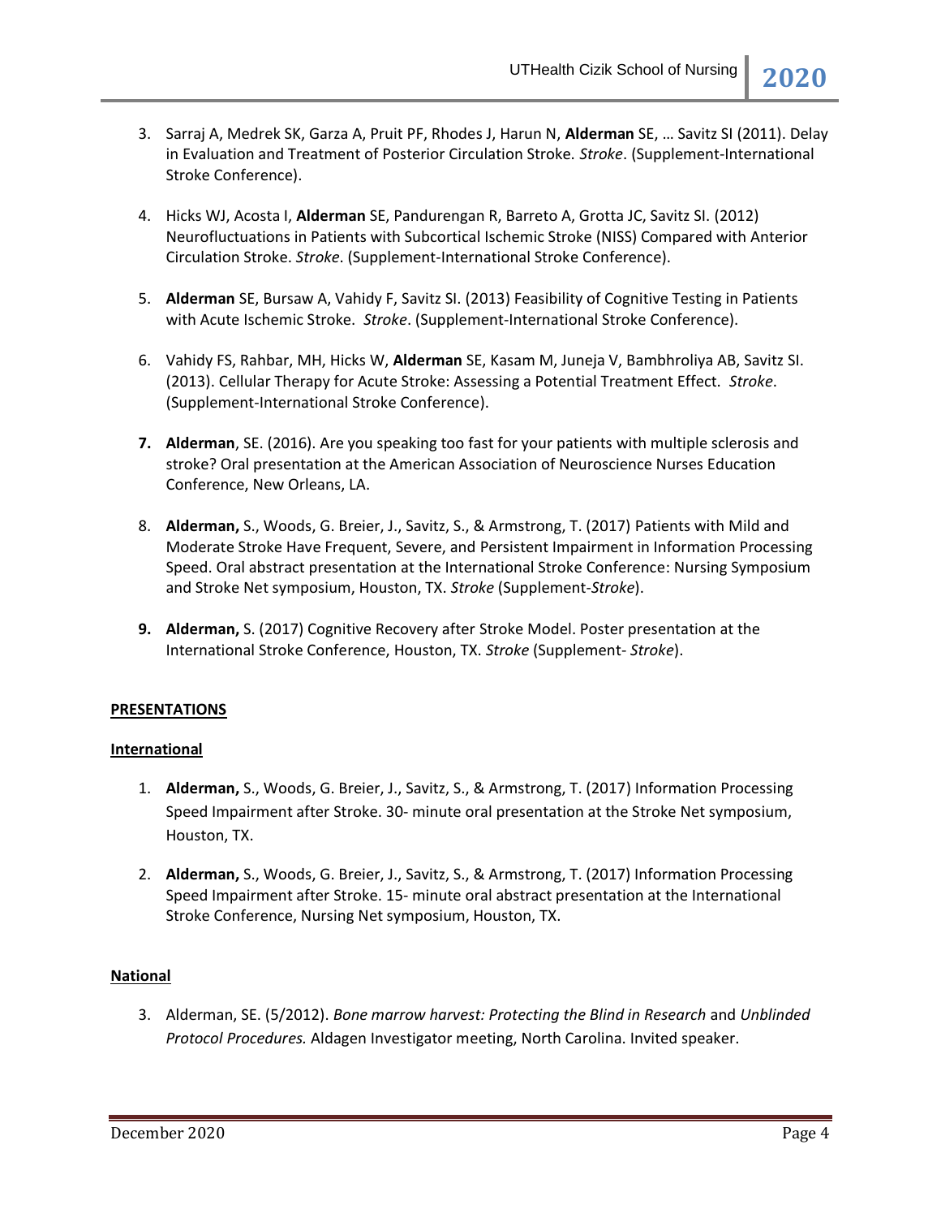3. Sarraj A, Medrek SK, Garza A, Pruit PF, Rhodes J, Harun N, **Alderman** SE, … Savitz SI (2011). Delay in Evaluation and Treatment of Posterior Circulation Stroke. *Stroke*. (Supplement-International Stroke Conference).

4. Hicks WJ, Acosta I, **Alderman** SE, Pandurengan R, Barreto A, Grotta JC, Savitz SI. (2012) Neurofluctuations in Patients with Subcortical Ischemic Stroke (NISS) Compared with Anterior Circulation Stroke. *Stroke*. (Supplement-International Stroke Conference).

5. **Alderman** SE, Bursaw A, Vahidy F, Savitz SI. (2013) Feasibility of Cognitive Testing in Patients with Acute Ischemic Stroke. *Stroke*. (Supplement-International Stroke Conference).

6. Vahidy FS, Rahbar, MH, Hicks W, **Alderman** SE, Kasam M, Juneja V, Bambhroliya AB, Savitz SI. (2013). Cellular Therapy for Acute Stroke: Assessing a Potential Treatment Effect. *Stroke*. (Supplement-International Stroke Conference).

7. **Alderman**, SE. (2016). Are you speaking too fast for your patients with multiple sclerosis and stroke? Oral presentation at the American Association of Neuroscience Nurses Education Conference, New Orleans, LA.

8. **Alderman,** S., Woods, G. Breier, J., Savitz, S., & Armstrong, T. (2017) Patients with Mild and Moderate Stroke Have Frequent, Severe, and Persistent Impairment in Information Processing Speed. Oral abstract presentation at the International Stroke Conference: Nursing Symposium and Stroke Net symposium, Houston, TX. *Stroke* (Supplement-*Stroke*).

9. **Alderman,** S. (2017) Cognitive Recovery after Stroke Model. Poster presentation at the International Stroke Conference, Houston, TX. *Stroke* (Supplement- *Stroke*).

## PRESENTATIONS

### International

1. **Alderman,** S., Woods, G. Breier, J., Savitz, S., & Armstrong, T. (2017) Information Processing Speed Impairment after Stroke. 30- minute oral presentation at the Stroke Net symposium, Houston, TX.

2. **Alderman,** S., Woods, G. Breier, J., Savitz, S., & Armstrong, T. (2017) Information Processing Speed Impairment after Stroke. 15- minute oral abstract presentation at the International Stroke Conference, Nursing Net symposium, Houston, TX.

### National

3. Alderman, SE. (5/2012). *Bone marrow harvest: Protecting the Blind in Research* and *Unblinded Protocol Procedures.* Aldagen Investigator meeting, North Carolina. Invited speaker.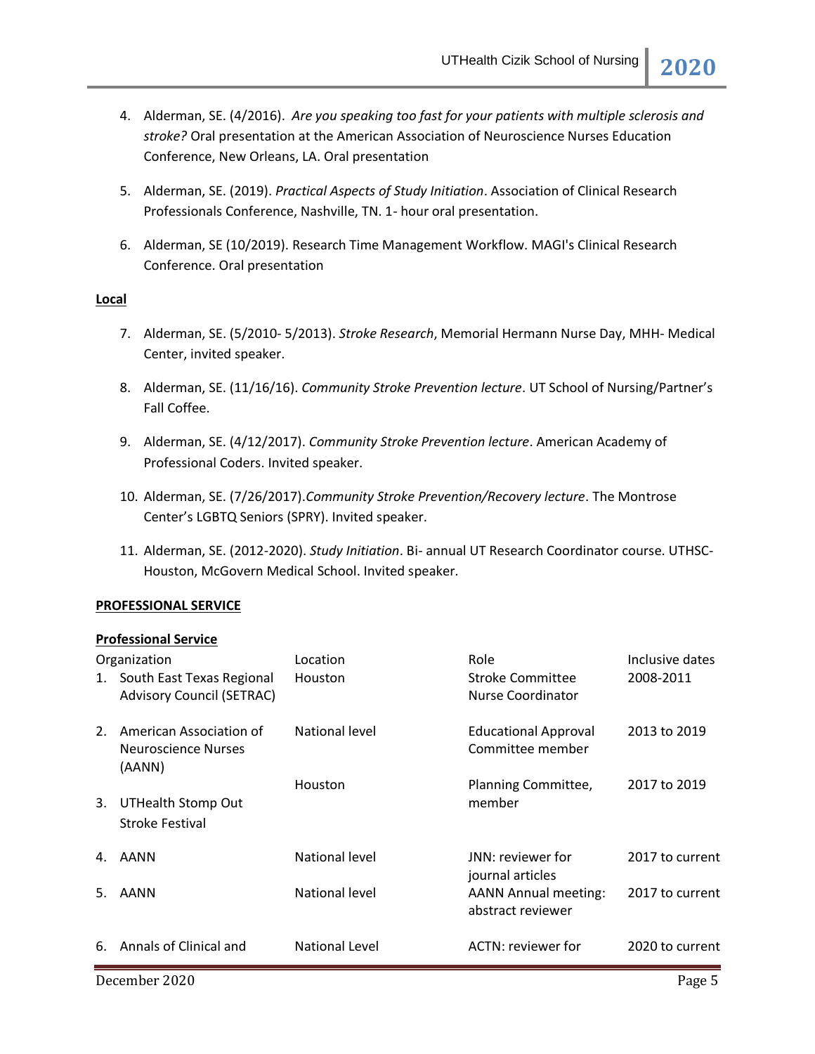4. Alderman, SE. (4/2016). *Are you speaking too fast for your patients with multiple sclerosis and stroke?* Oral presentation at the American Association of Neuroscience Nurses Education Conference, New Orleans, LA. Oral presentation

5. Alderman, SE. (2019). *Practical Aspects of Study Initiation*. Association of Clinical Research Professionals Conference, Nashville, TN. 1- hour oral presentation.

6. Alderman, SE (10/2019). Research Time Management Workflow. MAGI's Clinical Research Conference. Oral presentation

**Local**

7. Alderman, SE. (5/2010- 5/2013). *Stroke Research*, Memorial Hermann Nurse Day, MHH- Medical Center, invited speaker.

8. Alderman, SE. (11/16/16). *Community Stroke Prevention lecture*. UT School of Nursing/Partner's Fall Coffee.

9. Alderman, SE. (4/12/2017). *Community Stroke Prevention lecture*. American Academy of Professional Coders. Invited speaker.

10. Alderman, SE. (7/26/2017).*Community Stroke Prevention/Recovery lecture*. The Montrose Center's LGBTQ Seniors (SPRY). Invited speaker.

11. Alderman, SE. (2012-2020). *Study Initiation*. Bi- annual UT Research Coordinator course. UTHSC-Houston, McGovern Medical School. Invited speaker.

**PROFESSIONAL SERVICE**

**Professional Service**

| | Organization | Location | Role | Inclusive dates |
|---|---|---|---|---|
| 1. | South East Texas Regional Advisory Council (SETRAC) | Houston | Stroke Committee Nurse Coordinator | 2008-2011 |
| 2. | American Association of Neuroscience Nurses (AANN) | National level | Educational Approval Committee member | 2013 to 2019 |
| 3. | UTHealth Stomp Out Stroke Festival | Houston | Planning Committee, member | 2017 to 2019 |
| 4. | AANN | National level | JNN: reviewer for journal articles | 2017 to current |
| 5. | AANN | National level | AANN Annual meeting: abstract reviewer | 2017 to current |
| 6. | Annals of Clinical and | National Level | ACTN: reviewer for | 2020 to current |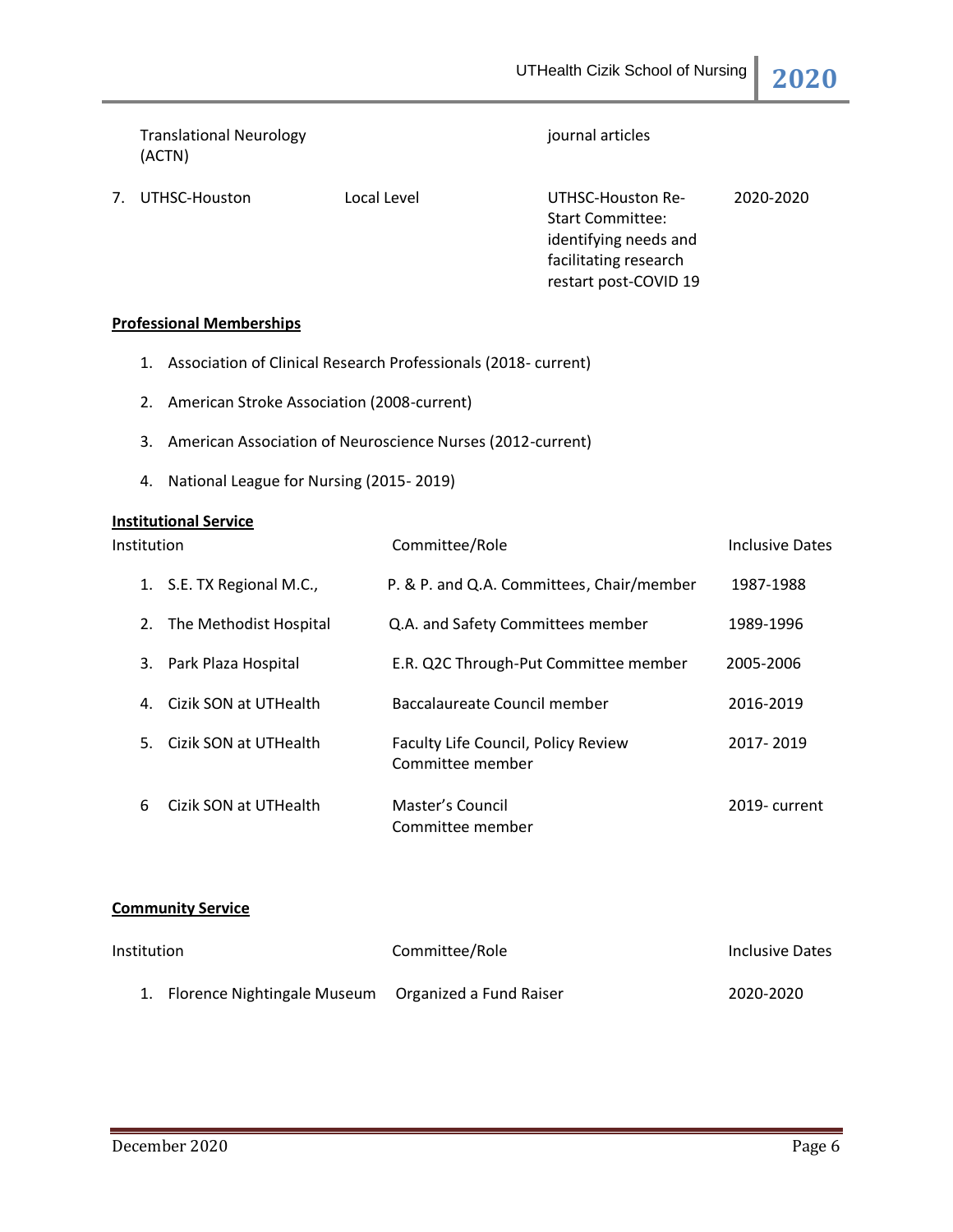| | | | |
|---|---|---|---|
| Translational Neurology (ACTN) | | journal articles | |
| 7. UTHSC-Houston | Local Level | UTHSC-Houston Re-Start Committee: identifying needs and facilitating research restart post-COVID 19 | 2020-2020 |

**Professional Memberships**

1. Association of Clinical Research Professionals (2018- current)
2. American Stroke Association (2008-current)
3. American Association of Neuroscience Nurses (2012-current)
4. National League for Nursing (2015- 2019)

**Institutional Service**

| Institution | Committee/Role | Inclusive Dates |
|---|---|---|
| 1. S.E. TX Regional M.C., | P. & P. and Q.A. Committees, Chair/member | 1987-1988 |
| 2. The Methodist Hospital | Q.A. and Safety Committees member | 1989-1996 |
| 3. Park Plaza Hospital | E.R. Q2C Through-Put Committee member | 2005-2006 |
| 4. Cizik SON at UTHealth | Baccalaureate Council member | 2016-2019 |
| 5. Cizik SON at UTHealth | Faculty Life Council, Policy Review Committee member | 2017- 2019 |
| 6 Cizik SON at UTHealth | Master's Council Committee member | 2019- current |

**Community Service**

| Institution | Committee/Role | Inclusive Dates |
|---|---|---|
| 1. Florence Nightingale Museum | Organized a Fund Raiser | 2020-2020 |